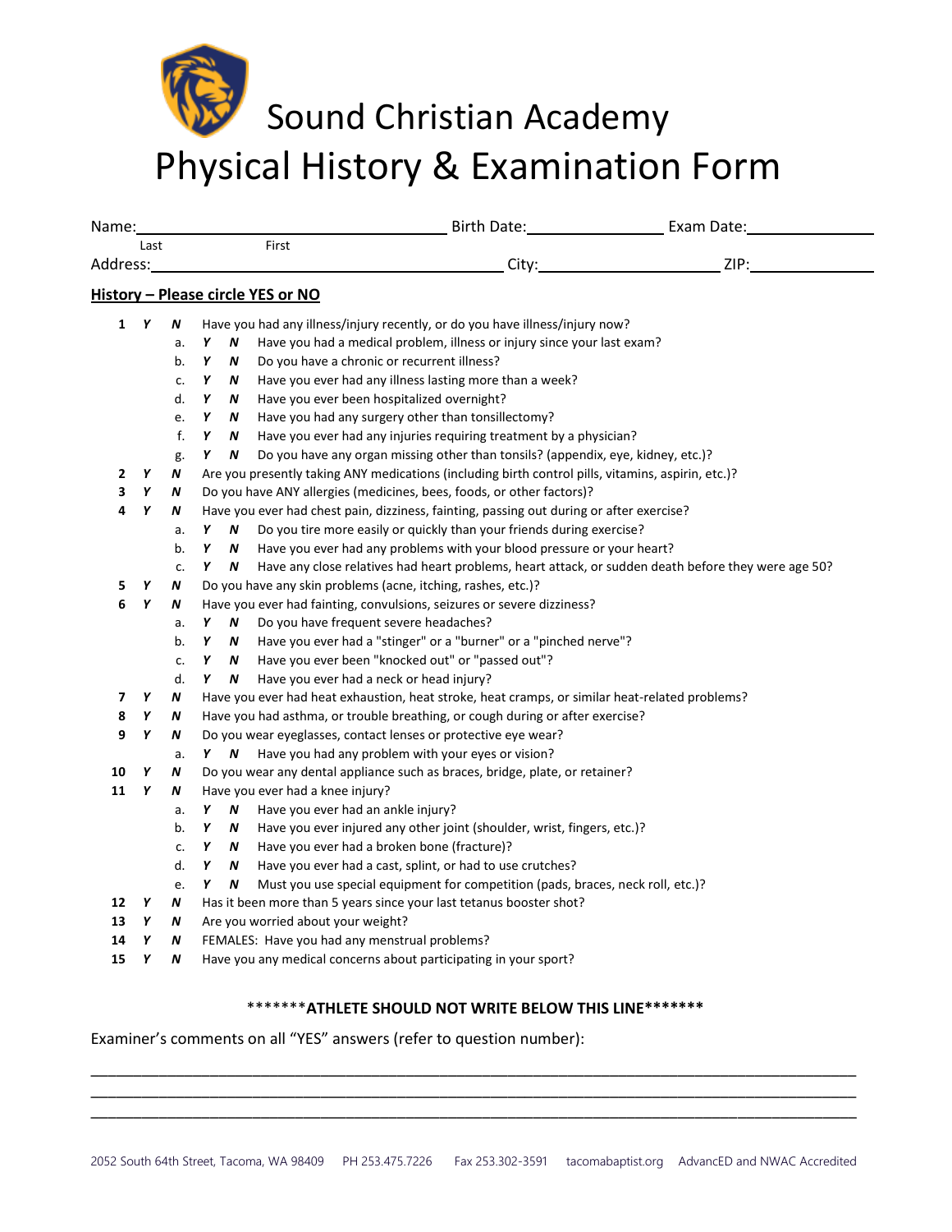# Sound Christian Academy
# Physical History & Examination Form

Name:______________________________ Birth Date:______________ Exam Date:______________
Last First

Address:______________________________ City:__________________ ZIP:______________

**History – Please circle YES or NO**

**1** ***Y*** ***N*** Have you had any illness/injury recently, or do you have illness/injury now?
- a. ***Y*** ***N*** Have you had a medical problem, illness or injury since your last exam?
- b. ***Y*** ***N*** Do you have a chronic or recurrent illness?
- c. ***Y*** ***N*** Have you ever had any illness lasting more than a week?
- d. ***Y*** ***N*** Have you ever been hospitalized overnight?
- e. ***Y*** ***N*** Have you had any surgery other than tonsillectomy?
- f. ***Y*** ***N*** Have you ever had any injuries requiring treatment by a physician?
- g. ***Y*** ***N*** Do you have any organ missing other than tonsils? (appendix, eye, kidney, etc.)?

**2** ***Y*** ***N*** Are you presently taking ANY medications (including birth control pills, vitamins, aspirin, etc.)?

**3** ***Y*** ***N*** Do you have ANY allergies (medicines, bees, foods, or other factors)?

**4** ***Y*** ***N*** Have you ever had chest pain, dizziness, fainting, passing out during or after exercise?
- a. ***Y*** ***N*** Do you tire more easily or quickly than your friends during exercise?
- b. ***Y*** ***N*** Have you ever had any problems with your blood pressure or your heart?
- c. ***Y*** ***N*** Have any close relatives had heart problems, heart attack, or sudden death before they were age 50?

**5** ***Y*** ***N*** Do you have any skin problems (acne, itching, rashes, etc.)?

**6** ***Y*** ***N*** Have you ever had fainting, convulsions, seizures or severe dizziness?
- a. ***Y*** ***N*** Do you have frequent severe headaches?
- b. ***Y*** ***N*** Have you ever had a "stinger" or a "burner" or a "pinched nerve"?
- c. ***Y*** ***N*** Have you ever been "knocked out" or "passed out"?
- d. ***Y*** ***N*** Have you ever had a neck or head injury?

**7** ***Y*** ***N*** Have you ever had heat exhaustion, heat stroke, heat cramps, or similar heat-related problems?

**8** ***Y*** ***N*** Have you had asthma, or trouble breathing, or cough during or after exercise?

**9** ***Y*** ***N*** Do you wear eyeglasses, contact lenses or protective eye wear?
- a. ***Y*** ***N*** Have you had any problem with your eyes or vision?

**10** ***Y*** ***N*** Do you wear any dental appliance such as braces, bridge, plate, or retainer?

**11** ***Y*** ***N*** Have you ever had a knee injury?
- a. ***Y*** ***N*** Have you ever had an ankle injury?
- b. ***Y*** ***N*** Have you ever injured any other joint (shoulder, wrist, fingers, etc.)?
- c. ***Y*** ***N*** Have you ever had a broken bone (fracture)?
- d. ***Y*** ***N*** Have you ever had a cast, splint, or had to use crutches?
- e. ***Y*** ***N*** Must you use special equipment for competition (pads, braces, neck roll, etc.)?

**12** ***Y*** ***N*** Has it been more than 5 years since your last tetanus booster shot?

**13** ***Y*** ***N*** Are you worried about your weight?

**14** ***Y*** ***N*** FEMALES: Have you had any menstrual problems?

**15** ***Y*** ***N*** Have you any medical concerns about participating in your sport?

**\*\*\*\*\*\*\*ATHLETE SHOULD NOT WRITE BELOW THIS LINE\*\*\*\*\*\*\***

Examiner's comments on all "YES" answers (refer to question number):

______________________________________________________________________________

______________________________________________________________________________

______________________________________________________________________________

2052 South 64th Street, Tacoma, WA 98409 PH 253.475.7226 Fax 253.302-3591 tacomabaptist.org AdvancED and NWAC Accredited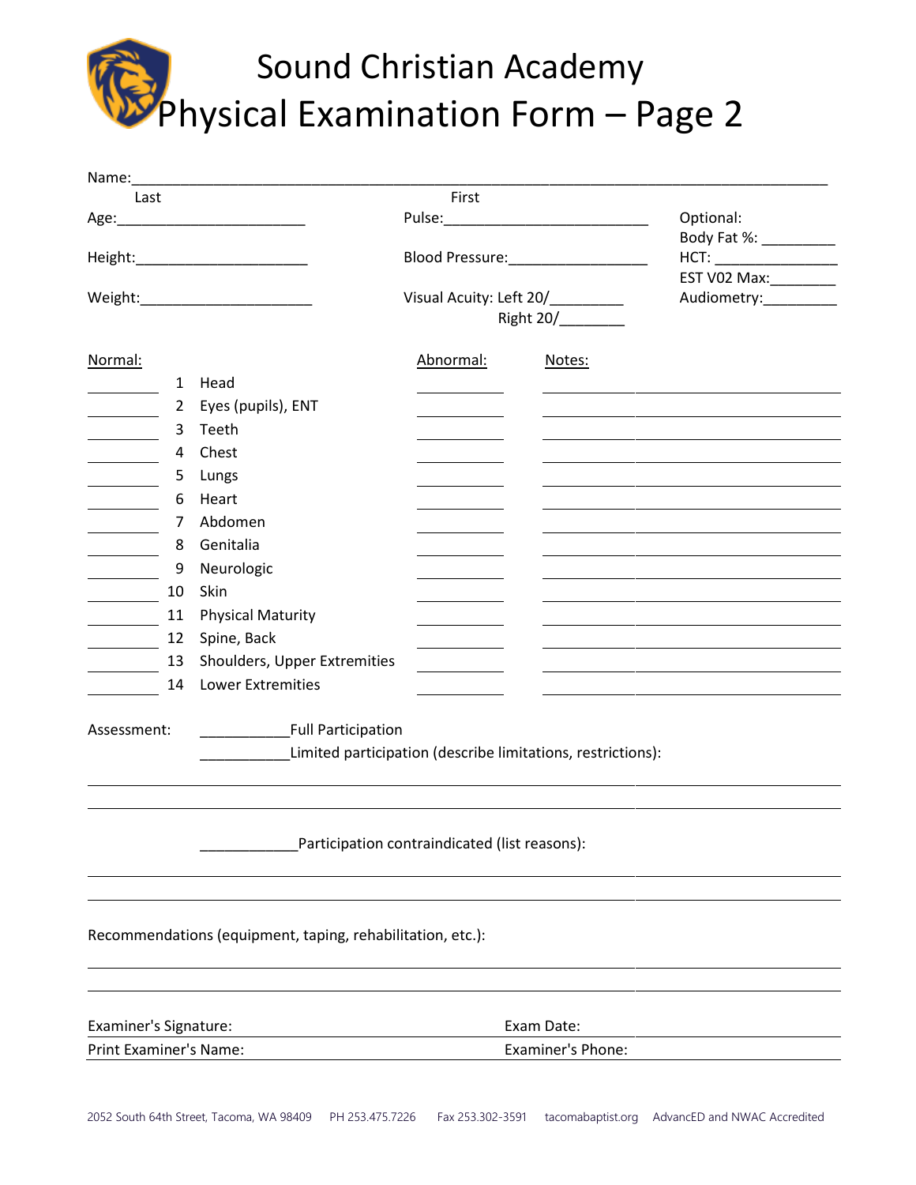# Sound Christian Academy
# Physical Examination Form – Page 2

Name:___________________________________________________________________________

Last First

Age:______________________ Pulse:________________________ Optional:

Body Fat %: _________

Height:_____________________ Blood Pressure:_________________ HCT: _______________

EST V02 Max:________

Weight:_____________________ Visual Acuity: Left 20/_________ Audiometry:_________

Right 20/________

| Normal: | | | Abnormal: | Notes: |
|---|---|---|---|---|
| ________ | 1 | Head | ________ | ________________________ |
| ________ | 2 | Eyes (pupils), ENT | ________ | ________________________ |
| ________ | 3 | Teeth | ________ | ________________________ |
| ________ | 4 | Chest | ________ | ________________________ |
| ________ | 5 | Lungs | ________ | ________________________ |
| ________ | 6 | Heart | ________ | ________________________ |
| ________ | 7 | Abdomen | ________ | ________________________ |
| ________ | 8 | Genitalia | ________ | ________________________ |
| ________ | 9 | Neurologic | ________ | ________________________ |
| ________ | 10 | Skin | ________ | ________________________ |
| ________ | 11 | Physical Maturity | ________ | ________________________ |
| ________ | 12 | Spine, Back | ________ | ________________________ |
| ________ | 13 | Shoulders, Upper Extremities | ________ | ________________________ |
| ________ | 14 | Lower Extremities | ________ | ________________________ |

Assessment: ___________Full Participation

___________Limited participation (describe limitations, restrictions):

___________________________________________________________________________

___________________________________________________________________________

____________Participation contraindicated (list reasons):

___________________________________________________________________________

___________________________________________________________________________

Recommendations (equipment, taping, rehabilitation, etc.):

___________________________________________________________________________

___________________________________________________________________________

Examiner's Signature: Exam Date:

Print Examiner's Name: Examiner's Phone:

2052 South 64th Street, Tacoma, WA 98409 PH 253.475.7226 Fax 253.302-3591 tacomabaptist.org AdvancED and NWAC Accredited